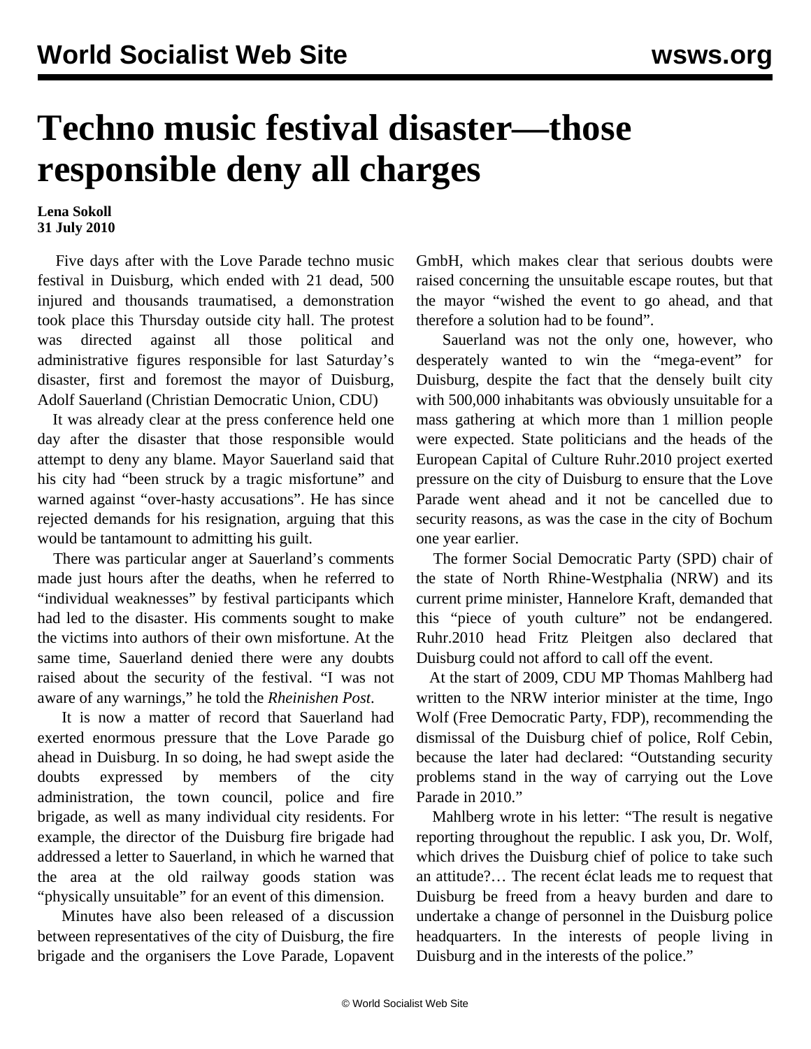# Techno music festival disaster—those responsible deny all charges

**Lena Sokoll**
**31 July 2010**

Five days after with the Love Parade techno music festival in Duisburg, which ended with 21 dead, 500 injured and thousands traumatised, a demonstration took place this Thursday outside city hall. The protest was directed against all those political and administrative figures responsible for last Saturday's disaster, first and foremost the mayor of Duisburg, Adolf Sauerland (Christian Democratic Union, CDU)

It was already clear at the press conference held one day after the disaster that those responsible would attempt to deny any blame. Mayor Sauerland said that his city had "been struck by a tragic misfortune" and warned against "over-hasty accusations". He has since rejected demands for his resignation, arguing that this would be tantamount to admitting his guilt.

There was particular anger at Sauerland's comments made just hours after the deaths, when he referred to "individual weaknesses" by festival participants which had led to the disaster. His comments sought to make the victims into authors of their own misfortune. At the same time, Sauerland denied there were any doubts raised about the security of the festival. "I was not aware of any warnings," he told the *Rheinishen Post*.

It is now a matter of record that Sauerland had exerted enormous pressure that the Love Parade go ahead in Duisburg. In so doing, he had swept aside the doubts expressed by members of the city administration, the town council, police and fire brigade, as well as many individual city residents. For example, the director of the Duisburg fire brigade had addressed a letter to Sauerland, in which he warned that the area at the old railway goods station was "physically unsuitable" for an event of this dimension.

Minutes have also been released of a discussion between representatives of the city of Duisburg, the fire brigade and the organisers the Love Parade, Lopavent GmbH, which makes clear that serious doubts were raised concerning the unsuitable escape routes, but that the mayor "wished the event to go ahead, and that therefore a solution had to be found".

Sauerland was not the only one, however, who desperately wanted to win the "mega-event" for Duisburg, despite the fact that the densely built city with 500,000 inhabitants was obviously unsuitable for a mass gathering at which more than 1 million people were expected. State politicians and the heads of the European Capital of Culture Ruhr.2010 project exerted pressure on the city of Duisburg to ensure that the Love Parade went ahead and it not be cancelled due to security reasons, as was the case in the city of Bochum one year earlier.

The former Social Democratic Party (SPD) chair of the state of North Rhine-Westphalia (NRW) and its current prime minister, Hannelore Kraft, demanded that this "piece of youth culture" not be endangered. Ruhr.2010 head Fritz Pleitgen also declared that Duisburg could not afford to call off the event.

At the start of 2009, CDU MP Thomas Mahlberg had written to the NRW interior minister at the time, Ingo Wolf (Free Democratic Party, FDP), recommending the dismissal of the Duisburg chief of police, Rolf Cebin, because the later had declared: "Outstanding security problems stand in the way of carrying out the Love Parade in 2010."

Mahlberg wrote in his letter: "The result is negative reporting throughout the republic. I ask you, Dr. Wolf, which drives the Duisburg chief of police to take such an attitude?… The recent éclat leads me to request that Duisburg be freed from a heavy burden and dare to undertake a change of personnel in the Duisburg police headquarters. In the interests of people living in Duisburg and in the interests of the police."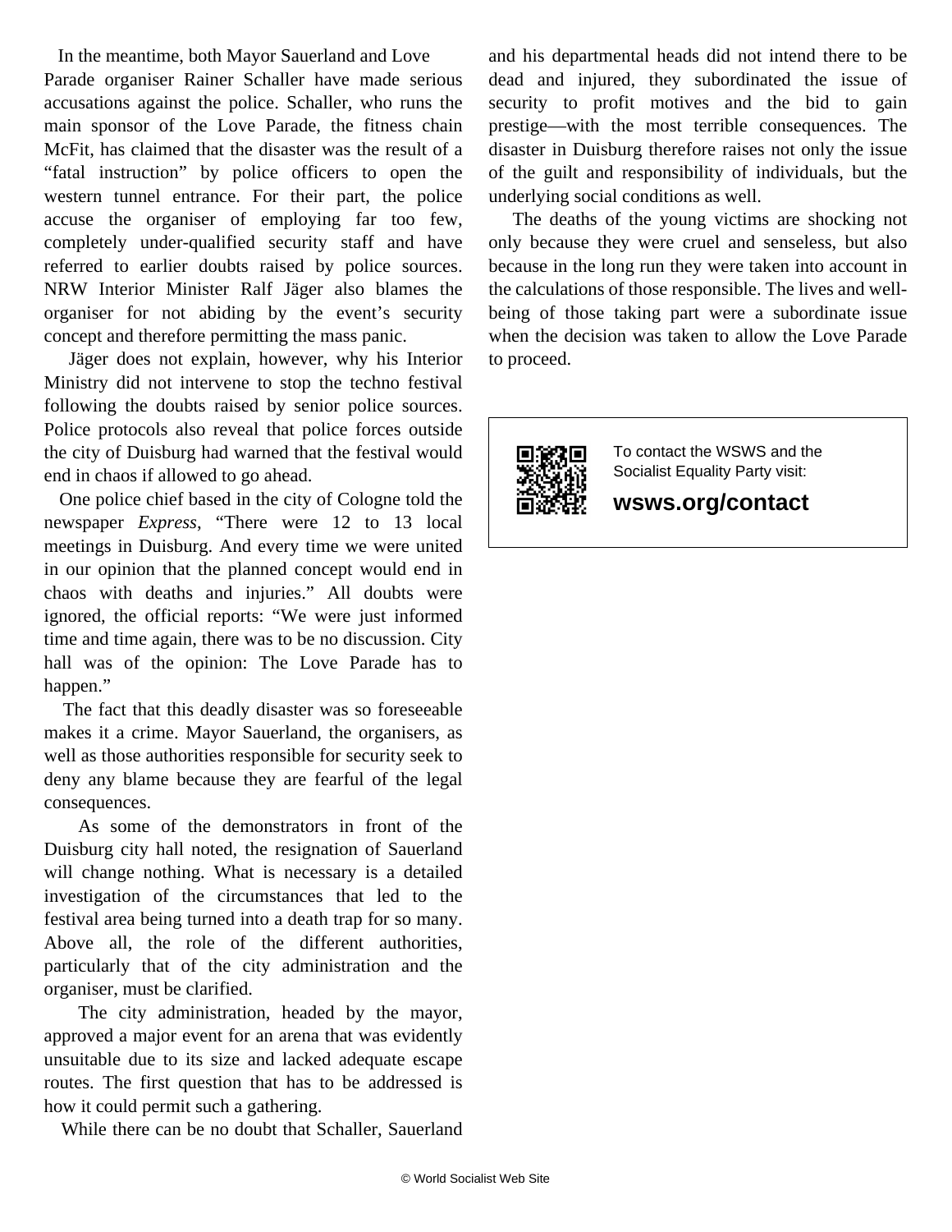In the meantime, both Mayor Sauerland and Love Parade organiser Rainer Schaller have made serious accusations against the police. Schaller, who runs the main sponsor of the Love Parade, the fitness chain McFit, has claimed that the disaster was the result of a "fatal instruction" by police officers to open the western tunnel entrance. For their part, the police accuse the organiser of employing far too few, completely under-qualified security staff and have referred to earlier doubts raised by police sources. NRW Interior Minister Ralf Jäger also blames the organiser for not abiding by the event's security concept and therefore permitting the mass panic.

Jäger does not explain, however, why his Interior Ministry did not intervene to stop the techno festival following the doubts raised by senior police sources. Police protocols also reveal that police forces outside the city of Duisburg had warned that the festival would end in chaos if allowed to go ahead.

One police chief based in the city of Cologne told the newspaper *Express*, "There were 12 to 13 local meetings in Duisburg. And every time we were united in our opinion that the planned concept would end in chaos with deaths and injuries." All doubts were ignored, the official reports: "We were just informed time and time again, there was to be no discussion. City hall was of the opinion: The Love Parade has to happen."

The fact that this deadly disaster was so foreseeable makes it a crime. Mayor Sauerland, the organisers, as well as those authorities responsible for security seek to deny any blame because they are fearful of the legal consequences.

As some of the demonstrators in front of the Duisburg city hall noted, the resignation of Sauerland will change nothing. What is necessary is a detailed investigation of the circumstances that led to the festival area being turned into a death trap for so many. Above all, the role of the different authorities, particularly that of the city administration and the organiser, must be clarified.

The city administration, headed by the mayor, approved a major event for an arena that was evidently unsuitable due to its size and lacked adequate escape routes. The first question that has to be addressed is how it could permit such a gathering.

While there can be no doubt that Schaller, Sauerland and his departmental heads did not intend there to be dead and injured, they subordinated the issue of security to profit motives and the bid to gain prestige—with the most terrible consequences. The disaster in Duisburg therefore raises not only the issue of the guilt and responsibility of individuals, but the underlying social conditions as well.

The deaths of the young victims are shocking not only because they were cruel and senseless, but also because in the long run they were taken into account in the calculations of those responsible. The lives and well-being of those taking part were a subordinate issue when the decision was taken to allow the Love Parade to proceed.

To contact the WSWS and the Socialist Equality Party visit:

**wsws.org/contact**